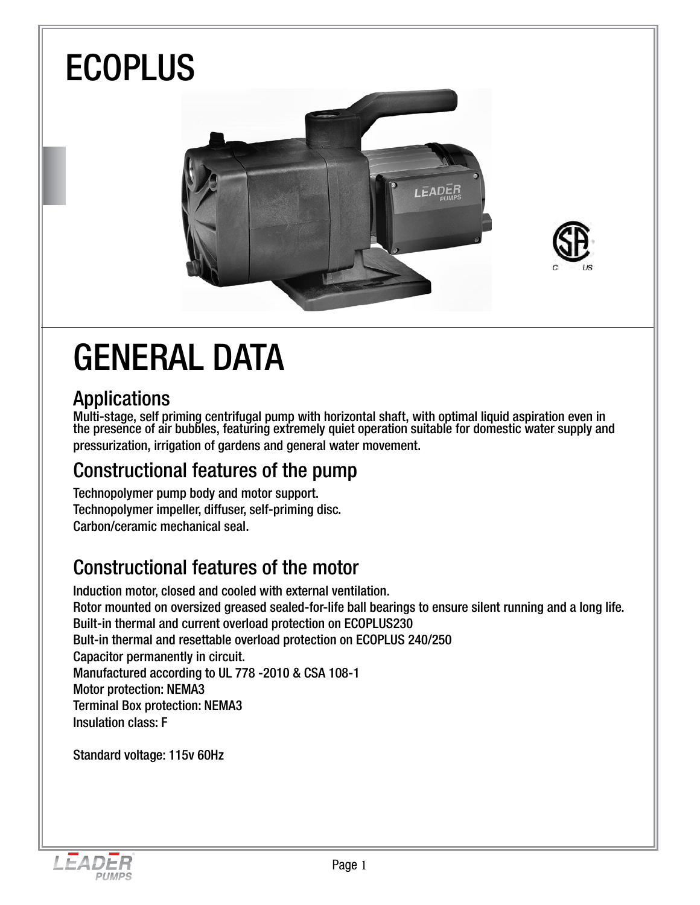# ECOPLUS

# GENERAL DATA

## Applications

Multi-stage, self priming centrifugal pump with horizontal shaft, with optimal liquid aspiration even in the presence of air bubbles, featuring extremely quiet operation suitable for domestic water supply and pressurization, irrigation of gardens and general water movement.

## Constructional features of the pump

Technopolymer pump body and motor support.
Technopolymer impeller, diffuser, self-priming disc.
Carbon/ceramic mechanical seal.

## Constructional features of the motor

Induction motor, closed and cooled with external ventilation.
Rotor mounted on oversized greased sealed-for-life ball bearings to ensure silent running and a long life.
Built-in thermal and current overload protection on ECOPLUS230
Bult-in thermal and resettable overload protection on ECOPLUS 240/250
Capacitor permanently in circuit.
Manufactured according to UL 778 -2010 & CSA 108-1
Motor protection: NEMA3
Terminal Box protection: NEMA3
Insulation class: F

Standard voltage: 115v 60Hz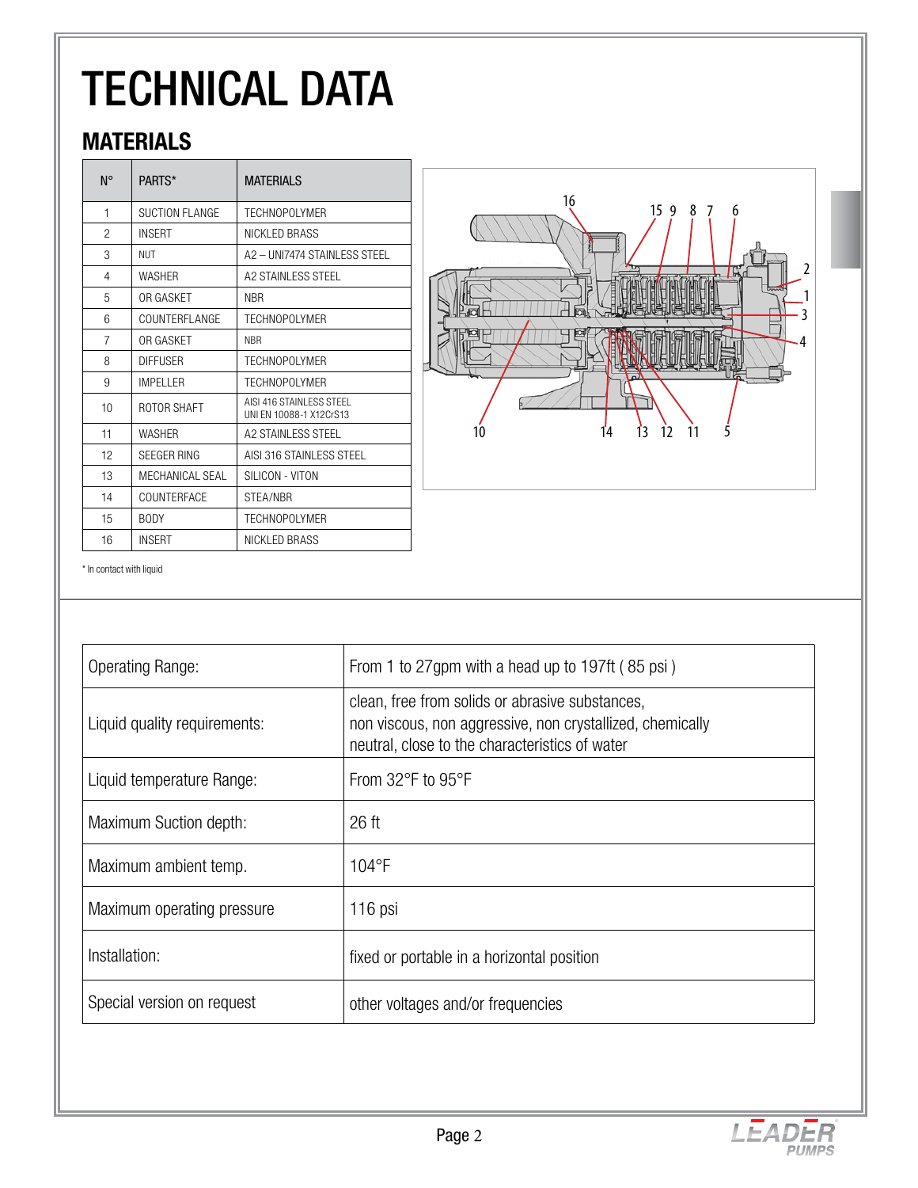# TECHNICAL DATA

## MATERIALS

| N° | PARTS* | MATERIALS |
|---|---|---|
| 1 | SUCTION FLANGE | TECHNOPOLYMER |
| 2 | INSERT | NICKLED BRASS |
| 3 | NUT | A2 – UNI7474 STAINLESS STEEL |
| 4 | WASHER | A2 STAINLESS STEEL |
| 5 | OR GASKET | NBR |
| 6 | COUNTERFLANGE | TECHNOPOLYMER |
| 7 | OR GASKET | NBR |
| 8 | DIFFUSER | TECHNOPOLYMER |
| 9 | IMPELLER | TECHNOPOLYMER |
| 10 | ROTOR SHAFT | AISI 416 STAINLESS STEEL UNI EN 10088-1 X12CrS13 |
| 11 | WASHER | A2 STAINLESS STEEL |
| 12 | SEEGER RING | AISI 316 STAINLESS STEEL |
| 13 | MECHANICAL SEAL | SILICON - VITON |
| 14 | COUNTERFACE | STEA/NBR |
| 15 | BODY | TECHNOPOLYMER |
| 16 | INSERT | NICKLED BRASS |

* In contact with liquid

| | |
|---|---|
| Operating Range: | From 1 to 27gpm with a head up to 197ft ( 85 psi ) |
| Liquid quality requirements: | clean, free from solids or abrasive substances, non viscous, non aggressive, non crystallized, chemically neutral, close to the characteristics of water |
| Liquid temperature Range: | From 32°F to 95°F |
| Maximum Suction depth: | 26 ft |
| Maximum ambient temp. | 104°F |
| Maximum operating pressure | 116 psi |
| Installation: | fixed or portable in a horizontal position |
| Special version on request | other voltages and/or frequencies |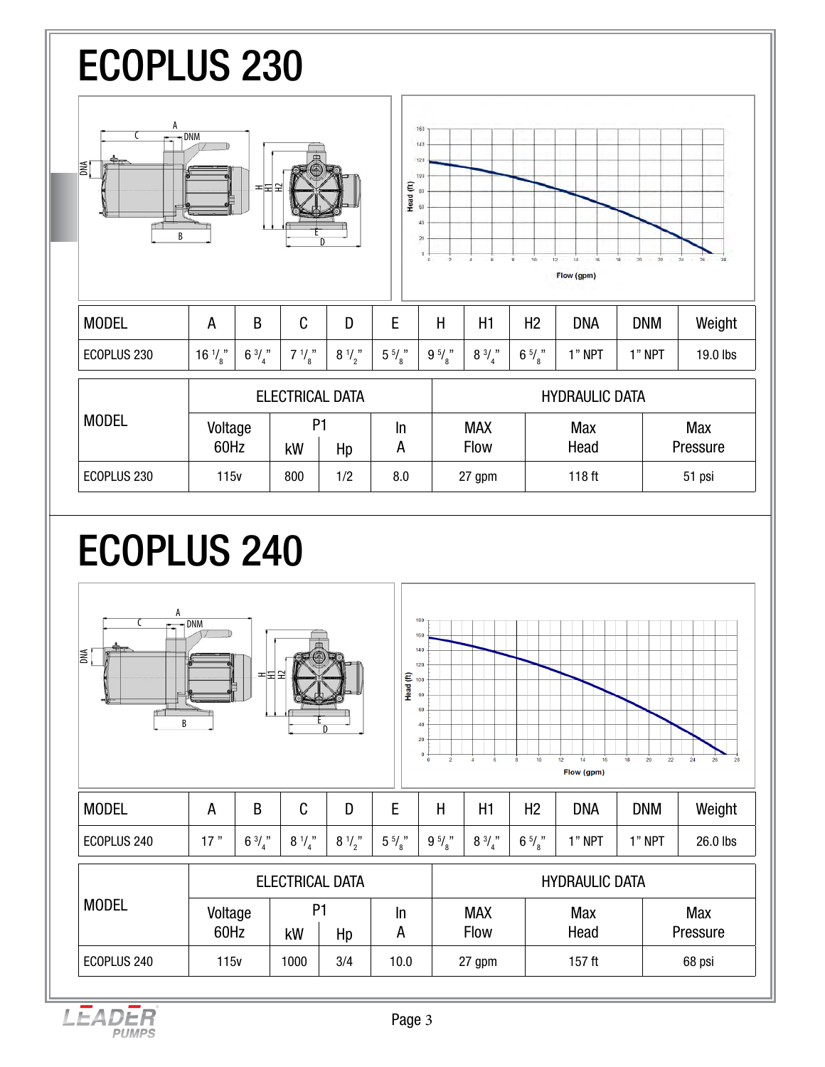# ECOPLUS 230

| MODEL | A | B | C | D | E | H | H1 | H2 | DNA | DNM | Weight |
|---|---|---|---|---|---|---|---|---|---|---|---|
| ECOPLUS 230 | 16 1/8" | 6 3/4" | 7 1/8" | 8 1/2" | 5 5/8" | 9 5/8" | 8 3/4" | 6 5/8" | 1" NPT | 1" NPT | 19.0 lbs |

| MODEL | ELECTRICAL DATA | | | | HYDRAULIC DATA | | |
|---|---|---|---|---|---|---|---|
| | Voltage 60Hz | P1 kW | P1 Hp | In A | MAX Flow | Max Head | Max Pressure |
| ECOPLUS 230 | 115v | 800 | 1/2 | 8.0 | 27 gpm | 118 ft | 51 psi |

# ECOPLUS 240

| MODEL | A | B | C | D | E | H | H1 | H2 | DNA | DNM | Weight |
|---|---|---|---|---|---|---|---|---|---|---|---|
| ECOPLUS 240 | 17" | 6 3/4" | 8 1/4" | 8 1/2" | 5 5/8" | 9 5/8" | 8 3/4" | 6 5/8" | 1" NPT | 1" NPT | 26.0 lbs |

| MODEL | ELECTRICAL DATA | | | | HYDRAULIC DATA | | |
|---|---|---|---|---|---|---|---|
| | Voltage 60Hz | P1 kW | P1 Hp | In A | MAX Flow | Max Head | Max Pressure |
| ECOPLUS 240 | 115v | 1000 | 3/4 | 10.0 | 27 gpm | 157 ft | 68 psi |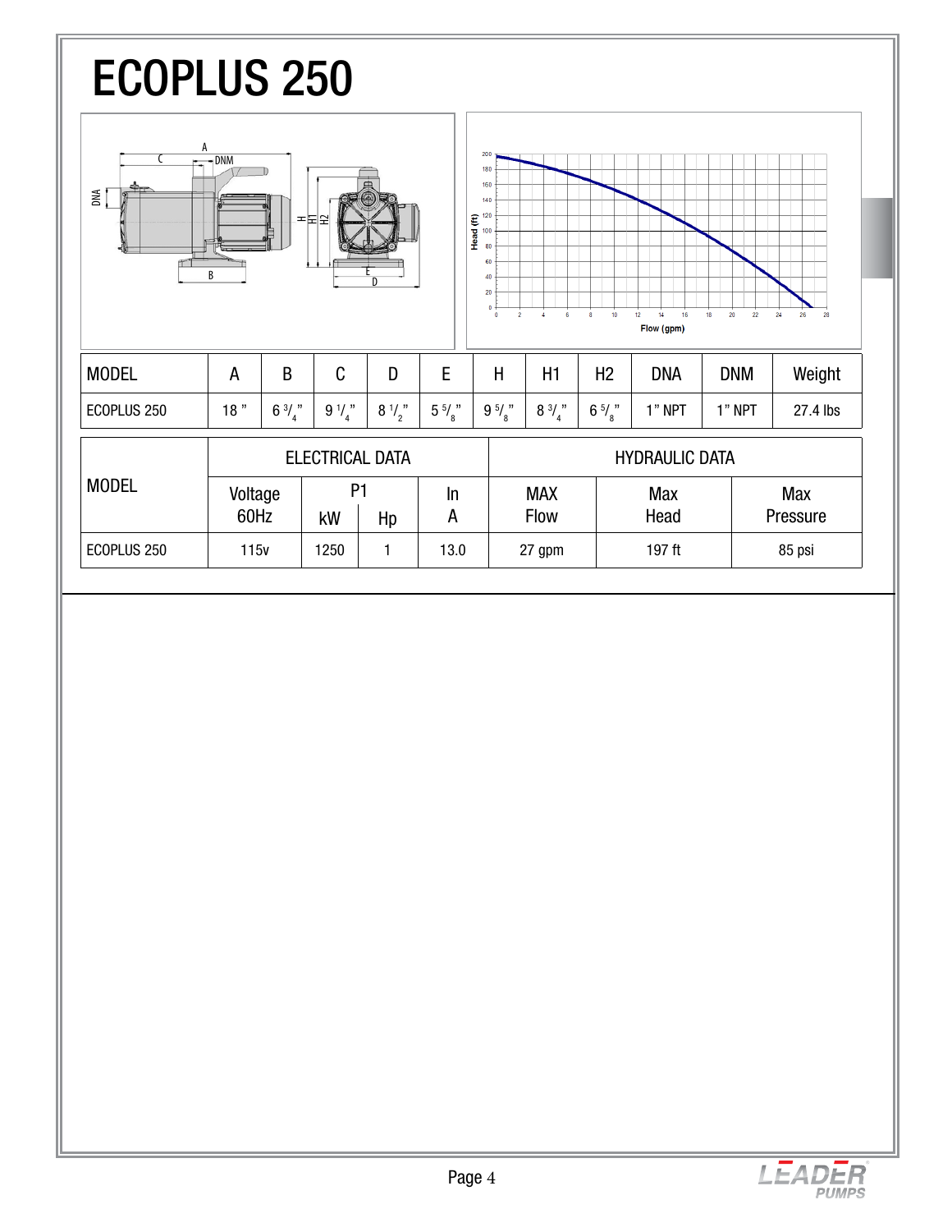# ECOPLUS 250

A
C
DNM
DNA
H
H1
H2
B
E
D

Head (ft)
200
180
160
140
120
100
80
60
40
20
0
0 2 4 6 8 10 12 14 16 18 20 22 24 26 28
Flow (gpm)

| MODEL | A | B | C | D | E | H | H1 | H2 | DNA | DNM | Weight |
|---|---|---|---|---|---|---|---|---|---|---|---|
| ECOPLUS 250 | 18 " | 6 3/4" | 9 1/4" | 8 1/2" | 5 5/8" | 9 5/8" | 8 3/4" | 6 5/8" | 1" NPT | 1" NPT | 27.4 lbs |

| MODEL | ELECTRICAL DATA | | | | HYDRAULIC DATA | | |
|---|---|---|---|---|---|---|---|
| | Voltage 60Hz | P1 kW | P1 Hp | In A | MAX Flow | Max Head | Max Pressure |
| ECOPLUS 250 | 115v | 1250 | 1 | 13.0 | 27 gpm | 197 ft | 85 psi |